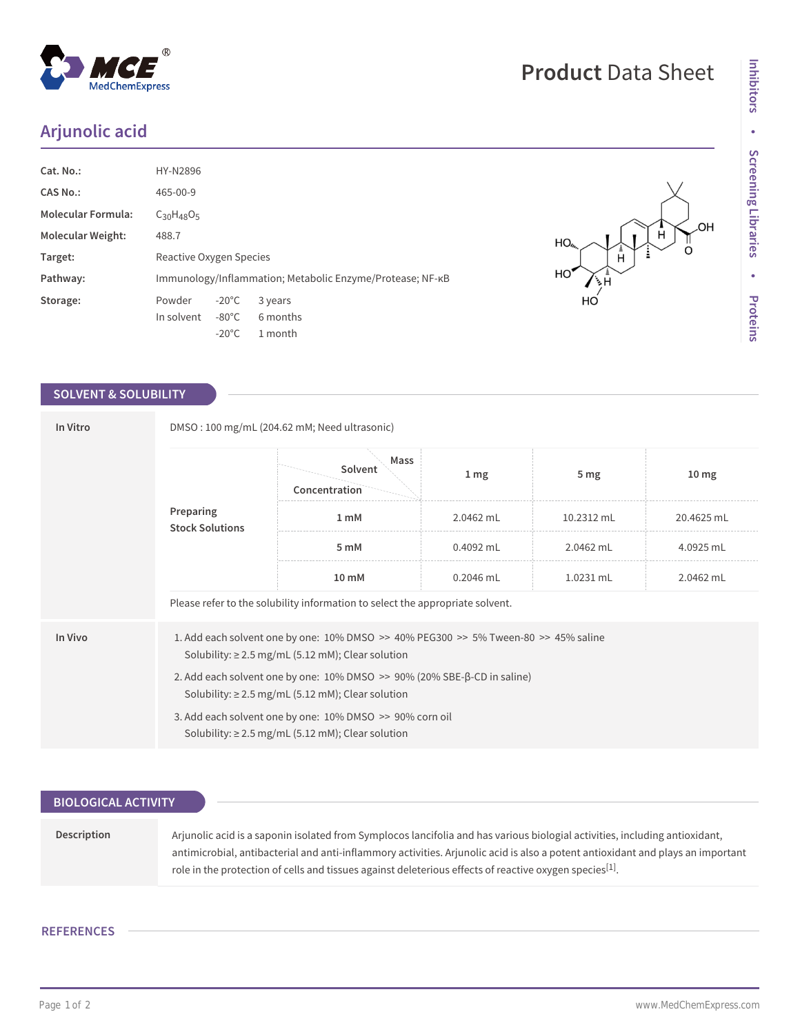# Product Data Sheet

## Arjunolic acid

| | |
|---|---|
| **Cat. No.:** | HY-N2896 |
| **CAS No.:** | 465-00-9 |
| **Molecular Formula:** | $C_{30}H_{48}O_5$ |
| **Molecular Weight:** | 488.7 |
| **Target:** | Reactive Oxygen Species |
| **Pathway:** | Immunology/Inflammation; Metabolic Enzyme/Protease; NF-κB |
| **Storage:** | Powder -20°C 3 years<br>In solvent -80°C 6 months<br>-20°C 1 month |

## SOLVENT & SOLUBILITY

**In Vitro**

DMSO : 100 mg/mL (204.62 mM; Need ultrasonic)

**Preparing Stock Solutions**

| Concentration \ Solvent \ Mass | 1 mg | 5 mg | 10 mg |
|---|---|---|---|
| 1 mM | 2.0462 mL | 10.2312 mL | 20.4625 mL |
| 5 mM | 0.4092 mL | 2.0462 mL | 4.0925 mL |
| 10 mM | 0.2046 mL | 1.0231 mL | 2.0462 mL |

Please refer to the solubility information to select the appropriate solvent.

**In Vivo**

1. Add each solvent one by one: 10% DMSO >> 40% PEG300 >> 5% Tween-80 >> 45% saline
   Solubility: ≥ 2.5 mg/mL (5.12 mM); Clear solution
2. Add each solvent one by one: 10% DMSO >> 90% (20% SBE-β-CD in saline)
   Solubility: ≥ 2.5 mg/mL (5.12 mM); Clear solution
3. Add each solvent one by one: 10% DMSO >> 90% corn oil
   Solubility: ≥ 2.5 mg/mL (5.12 mM); Clear solution

## BIOLOGICAL ACTIVITY

**Description**

Arjunolic acid is a saponin isolated from Symplocos lancifolia and has various biologial activities, including antioxidant, antimicrobial, antibacterial and anti-inflammory activities. Arjunolic acid is also a potent antioxidant and plays an important role in the protection of cells and tissues against deleterious effects of reactive oxygen species[1].

## REFERENCES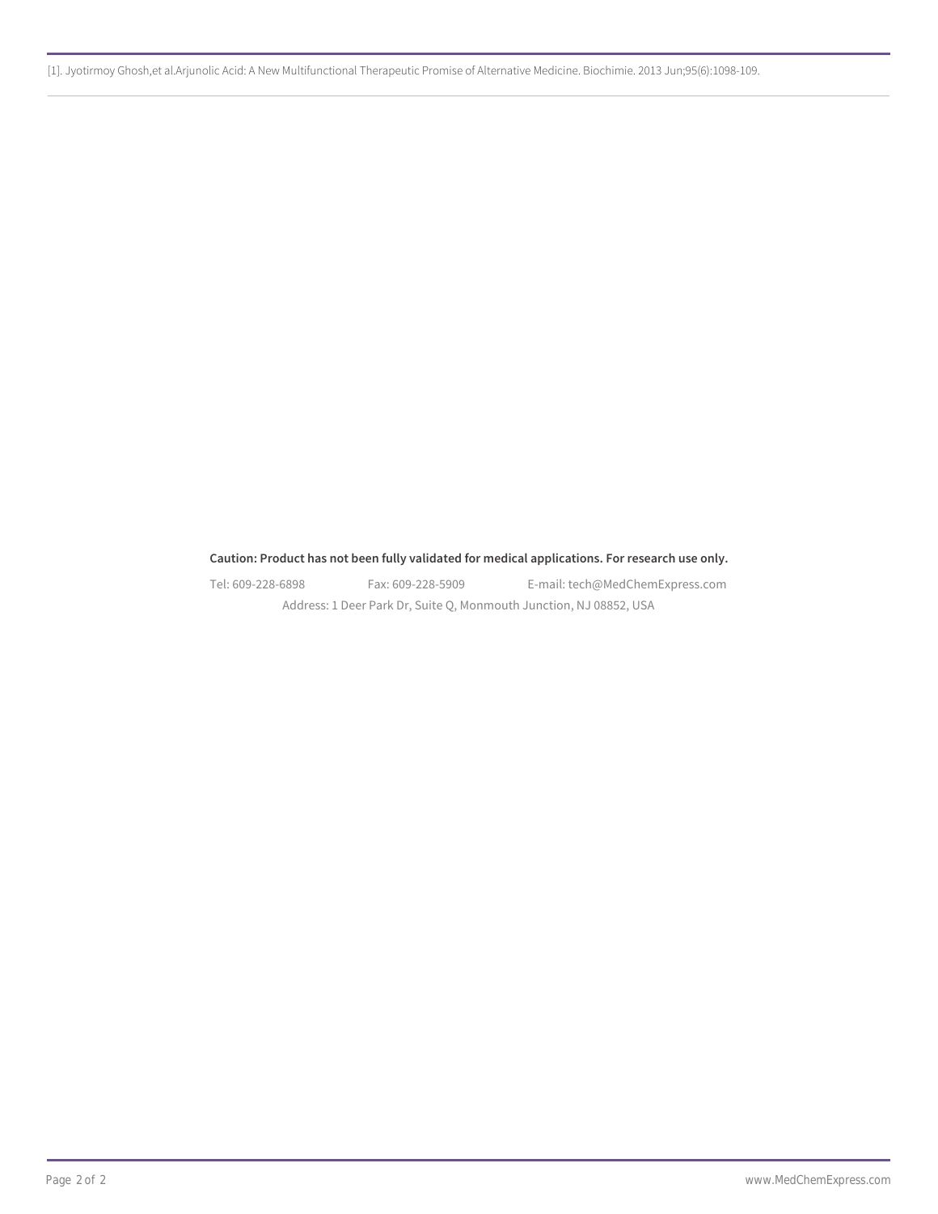[1]. Jyotirmoy Ghosh,et al.Arjunolic Acid: A New Multifunctional Therapeutic Promise of Alternative Medicine. Biochimie. 2013 Jun;95(6):1098-109.

**Caution: Product has not been fully validated for medical applications. For research use only.**

Tel: 609-228-6898 Fax: 609-228-5909 E-mail: tech@MedChemExpress.com

Address: 1 Deer Park Dr, Suite Q, Monmouth Junction, NJ 08852, USA